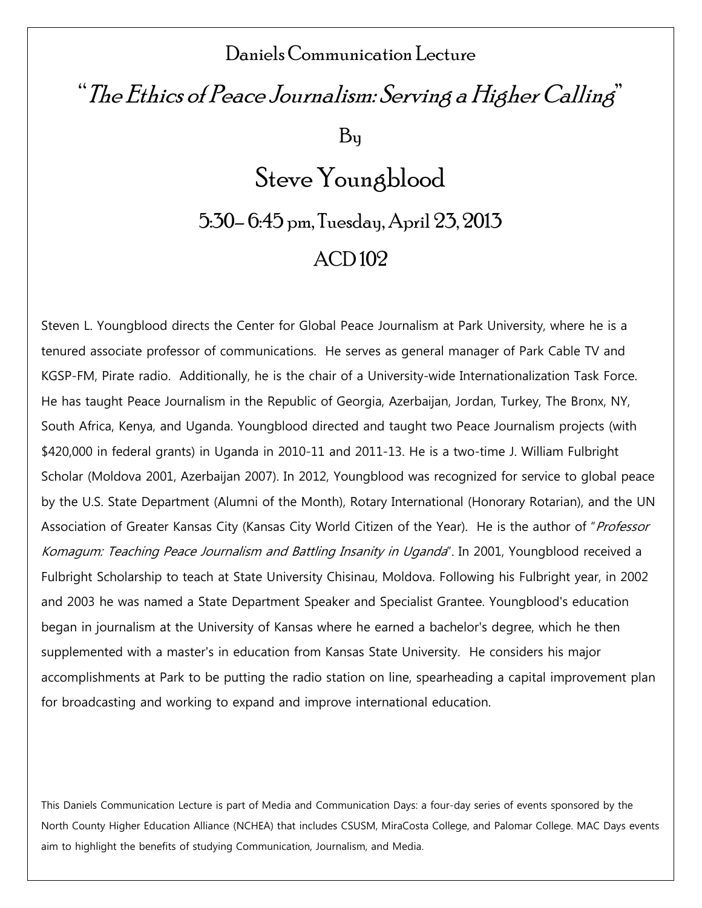# Daniels Communication Lecture

## "*The Ethics of Peace Journalism: Serving a Higher Calling*"

By

## Steve Youngblood

### 5:30– 6:45 pm, Tuesday, April 23, 2013

### ACD 102

Steven L. Youngblood directs the Center for Global Peace Journalism at Park University, where he is a tenured associate professor of communications. He serves as general manager of Park Cable TV and KGSP-FM, Pirate radio. Additionally, he is the chair of a University-wide Internationalization Task Force. He has taught Peace Journalism in the Republic of Georgia, Azerbaijan, Jordan, Turkey, The Bronx, NY, South Africa, Kenya, and Uganda. Youngblood directed and taught two Peace Journalism projects (with $420,000 in federal grants) in Uganda in 2010-11 and 2011-13. He is a two-time J. William Fulbright Scholar (Moldova 2001, Azerbaijan 2007). In 2012, Youngblood was recognized for service to global peace by the U.S. State Department (Alumni of the Month), Rotary International (Honorary Rotarian), and the UN Association of Greater Kansas City (Kansas City World Citizen of the Year). He is the author of "*Professor Komagum: Teaching Peace Journalism and Battling Insanity in Uganda*". In 2001, Youngblood received a Fulbright Scholarship to teach at State University Chisinau, Moldova. Following his Fulbright year, in 2002 and 2003 he was named a State Department Speaker and Specialist Grantee. Youngblood's education began in journalism at the University of Kansas where he earned a bachelor's degree, which he then supplemented with a master's in education from Kansas State University. He considers his major accomplishments at Park to be putting the radio station on line, spearheading a capital improvement plan for broadcasting and working to expand and improve international education.

This Daniels Communication Lecture is part of Media and Communication Days: a four-day series of events sponsored by the North County Higher Education Alliance (NCHEA) that includes CSUSM, MiraCosta College, and Palomar College. MAC Days events aim to highlight the benefits of studying Communication, Journalism, and Media.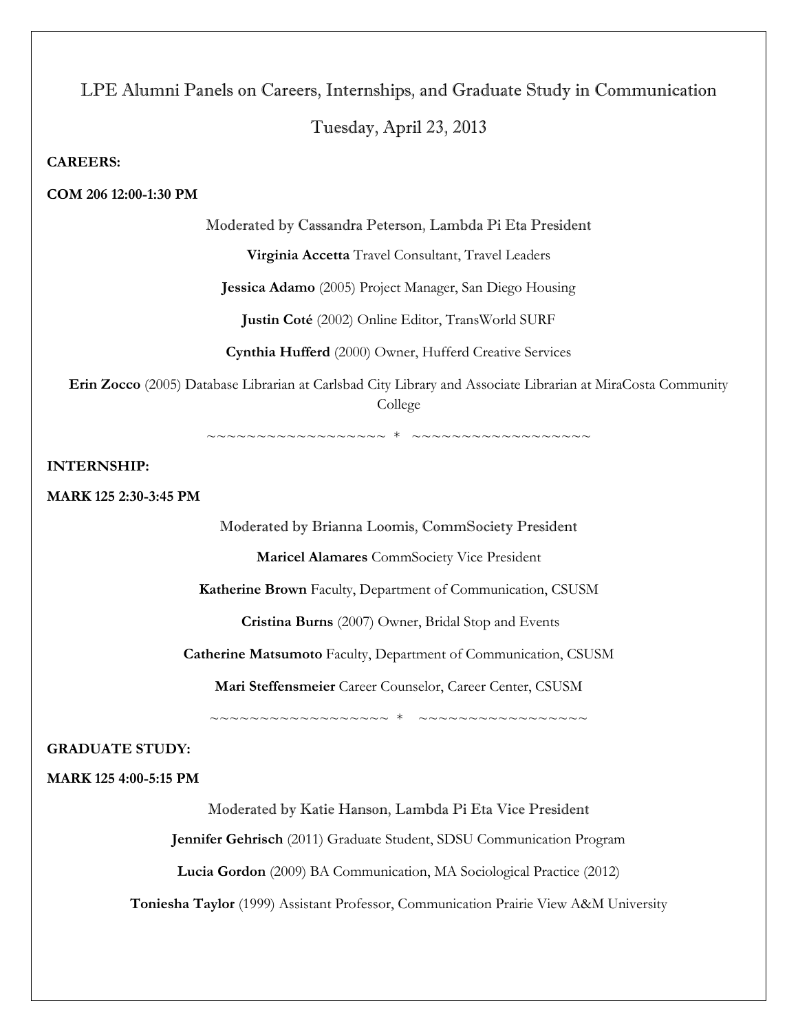# LPE Alumni Panels on Careers, Internships, and Graduate Study in Communication

## Tuesday, April 23, 2013

**CAREERS:**

**COM 206 12:00-1:30 PM**

Moderated by Cassandra Peterson, Lambda Pi Eta President

**Virginia Accetta** Travel Consultant, Travel Leaders

**Jessica Adamo** (2005) Project Manager, San Diego Housing

**Justin Coté** (2002) Online Editor, TransWorld SURF

**Cynthia Hufferd** (2000) Owner, Hufferd Creative Services

**Erin Zocco** (2005) Database Librarian at Carlsbad City Library and Associate Librarian at MiraCosta Community College

~~~~~~~~~~~~~~~~~~ * ~~~~~~~~~~~~~~~~~~

**INTERNSHIP:**

**MARK 125 2:30-3:45 PM**

Moderated by Brianna Loomis, CommSociety President

**Maricel Alamares** CommSociety Vice President

**Katherine Brown** Faculty, Department of Communication, CSUSM

**Cristina Burns** (2007) Owner, Bridal Stop and Events

**Catherine Matsumoto** Faculty, Department of Communication, CSUSM

**Mari Steffensmeier** Career Counselor, Career Center, CSUSM

~~~~~~~~~~~~~~~~~~ * ~~~~~~~~~~~~~~~~~

**GRADUATE STUDY:**

**MARK 125 4:00-5:15 PM**

Moderated by Katie Hanson, Lambda Pi Eta Vice President

**Jennifer Gehrisch** (2011) Graduate Student, SDSU Communication Program

**Lucia Gordon** (2009) BA Communication, MA Sociological Practice (2012)

**Toniesha Taylor** (1999) Assistant Professor, Communication Prairie View A&M University